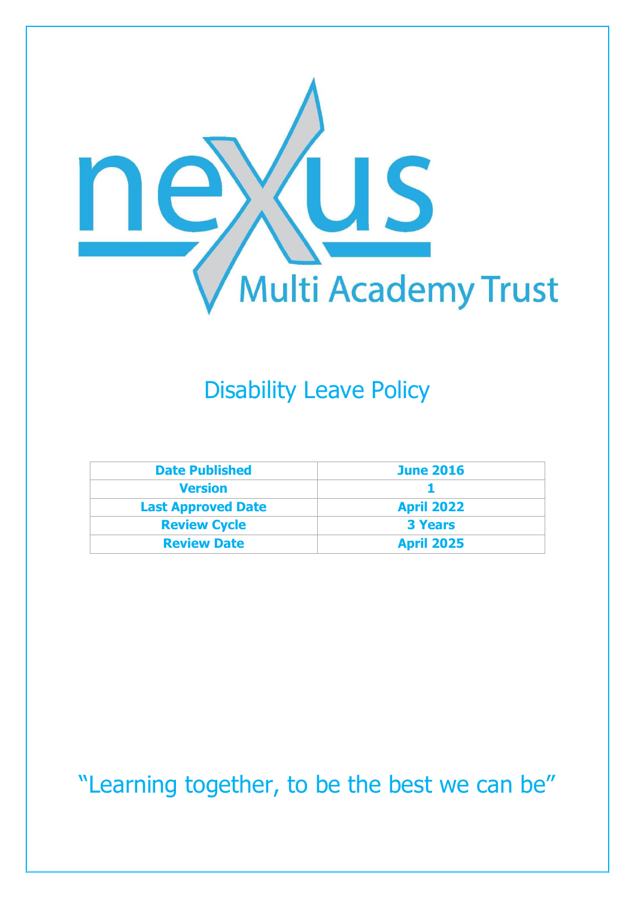nexus Multi Academy Trust

# Disability Leave Policy

| Date Published | June 2016 |
| --- | --- |
| Version | 1 |
| Last Approved Date | April 2022 |
| Review Cycle | 3 Years |
| Review Date | April 2025 |

"Learning together, to be the best we can be"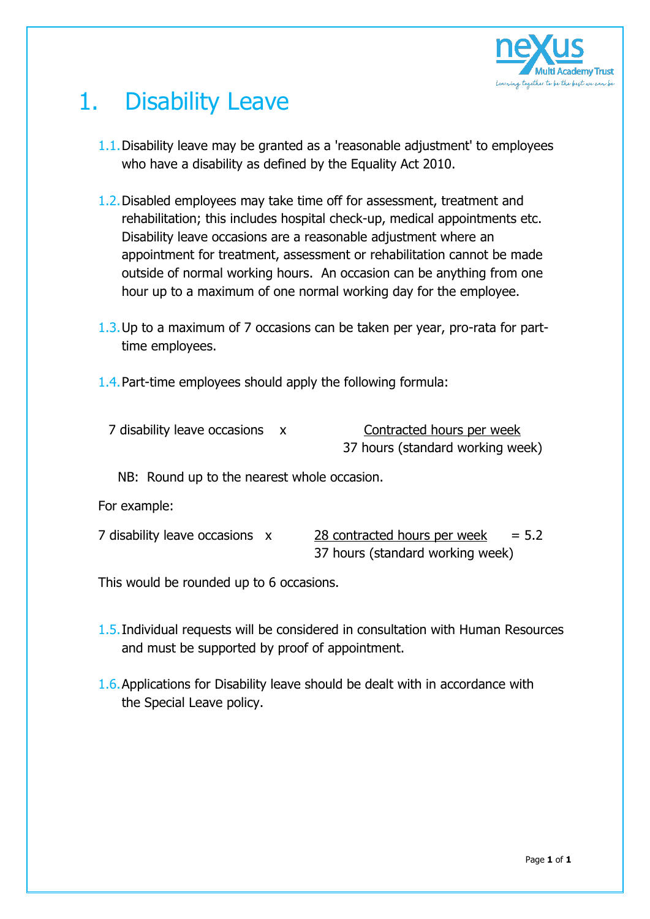# 1. Disability Leave

1.1. Disability leave may be granted as a 'reasonable adjustment' to employees who have a disability as defined by the Equality Act 2010.

1.2. Disabled employees may take time off for assessment, treatment and rehabilitation; this includes hospital check-up, medical appointments etc. Disability leave occasions are a reasonable adjustment where an appointment for treatment, assessment or rehabilitation cannot be made outside of normal working hours. An occasion can be anything from one hour up to a maximum of one normal working day for the employee.

1.3. Up to a maximum of 7 occasions can be taken per year, pro-rata for part-time employees.

1.4. Part-time employees should apply the following formula:

$$7 \text{ disability leave occasions} \times \frac{\text{Contracted hours per week}}{\text{37 hours (standard working week)}}$$

NB: Round up to the nearest whole occasion.

For example:

$$7 \text{ disability leave occasions} \times \frac{\text{28 contracted hours per week}}{\text{37 hours (standard working week)}} = 5.2$$

This would be rounded up to 6 occasions.

1.5. Individual requests will be considered in consultation with Human Resources and must be supported by proof of appointment.

1.6. Applications for Disability leave should be dealt with in accordance with the Special Leave policy.